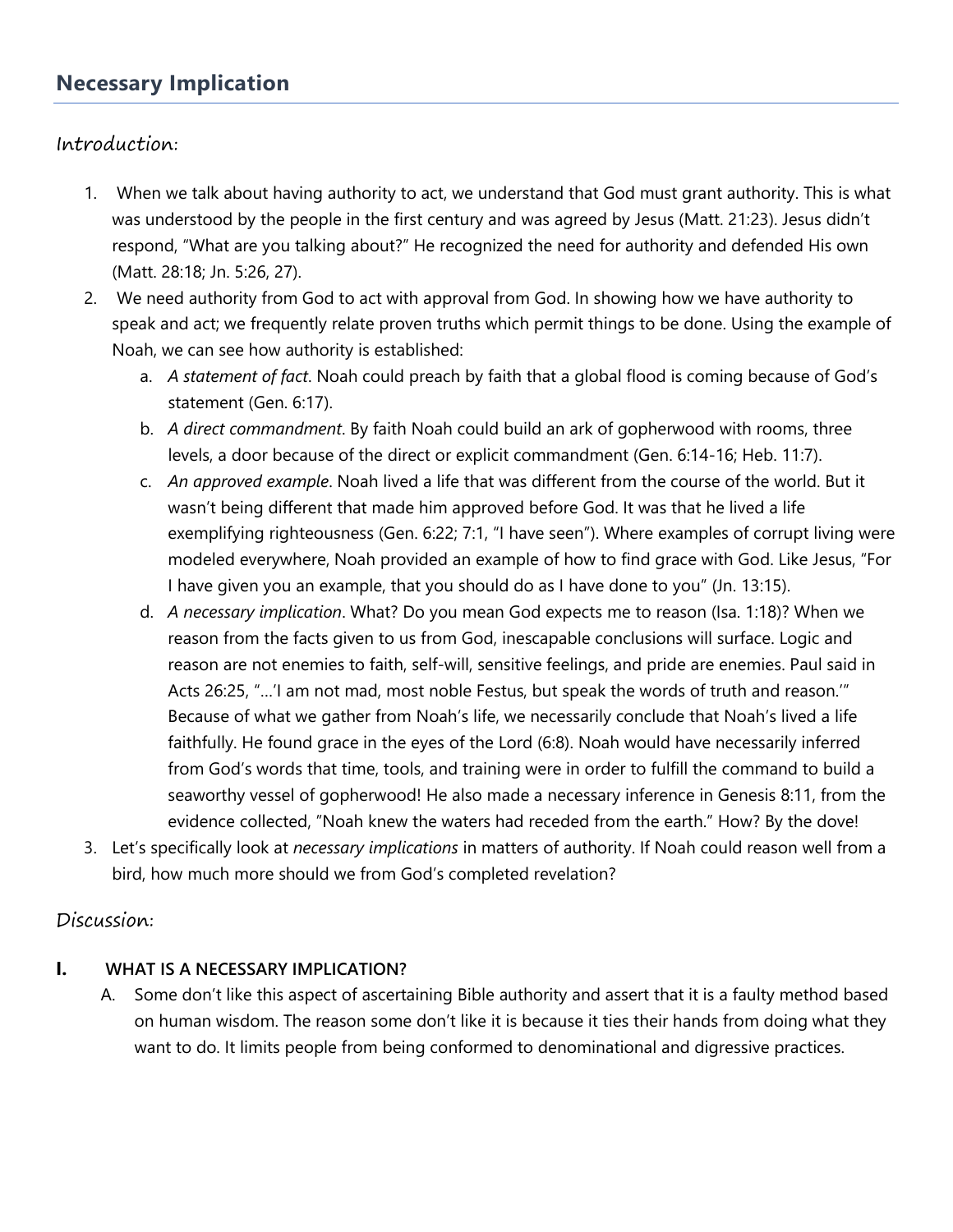## Necessary Implication

### Introduction:

1. When we talk about having authority to act, we understand that God must grant authority. This is what was understood by the people in the first century and was agreed by Jesus (Matt. 21:23). Jesus didn't respond, "What are you talking about?" He recognized the need for authority and defended His own (Matt. 28:18; Jn. 5:26, 27).
2. We need authority from God to act with approval from God. In showing how we have authority to speak and act; we frequently relate proven truths which permit things to be done. Using the example of Noah, we can see how authority is established:
   a. *A statement of fact*. Noah could preach by faith that a global flood is coming because of God's statement (Gen. 6:17).
   b. *A direct commandment*. By faith Noah could build an ark of gopherwood with rooms, three levels, a door because of the direct or explicit commandment (Gen. 6:14-16; Heb. 11:7).
   c. *An approved example*. Noah lived a life that was different from the course of the world. But it wasn't being different that made him approved before God. It was that he lived a life exemplifying righteousness (Gen. 6:22; 7:1, "I have seen"). Where examples of corrupt living were modeled everywhere, Noah provided an example of how to find grace with God. Like Jesus, "For I have given you an example, that you should do as I have done to you" (Jn. 13:15).
   d. *A necessary implication*. What? Do you mean God expects me to reason (Isa. 1:18)? When we reason from the facts given to us from God, inescapable conclusions will surface. Logic and reason are not enemies to faith, self-will, sensitive feelings, and pride are enemies. Paul said in Acts 26:25, "…'I am not mad, most noble Festus, but speak the words of truth and reason.'" Because of what we gather from Noah's life, we necessarily conclude that Noah's lived a life faithfully. He found grace in the eyes of the Lord (6:8). Noah would have necessarily inferred from God's words that time, tools, and training were in order to fulfill the command to build a seaworthy vessel of gopherwood! He also made a necessary inference in Genesis 8:11, from the evidence collected, "Noah knew the waters had receded from the earth." How? By the dove!
3. Let's specifically look at *necessary implications* in matters of authority. If Noah could reason well from a bird, how much more should we from God's completed revelation?

### Discussion:

#### I. WHAT IS A NECESSARY IMPLICATION?

A. Some don't like this aspect of ascertaining Bible authority and assert that it is a faulty method based on human wisdom. The reason some don't like it is because it ties their hands from doing what they want to do. It limits people from being conformed to denominational and digressive practices.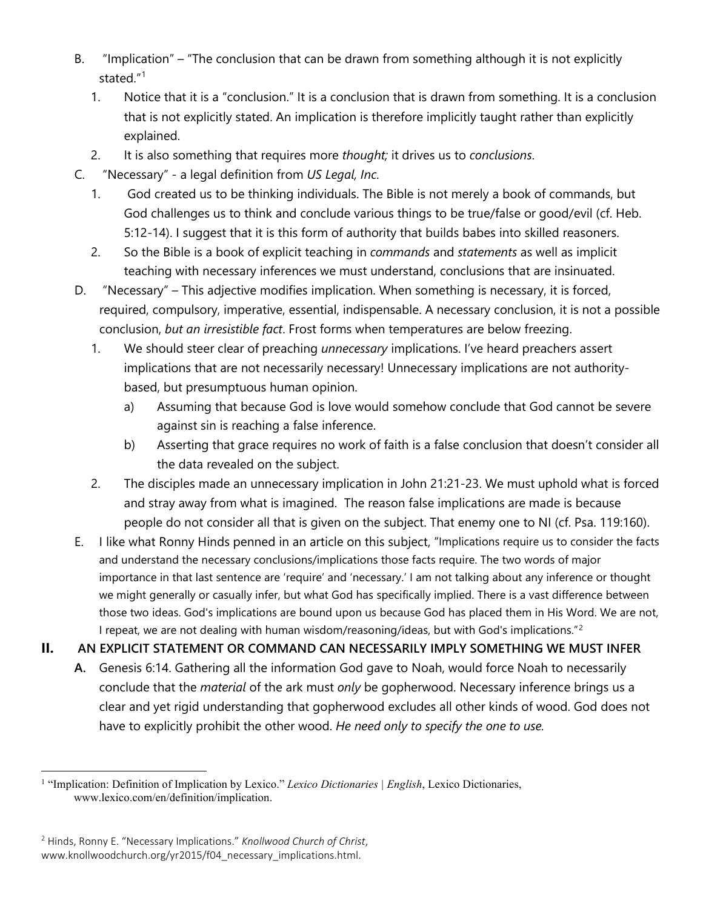B. "Implication" – "The conclusion that can be drawn from something although it is not explicitly stated."[1]

1. Notice that it is a "conclusion." It is a conclusion that is drawn from something. It is a conclusion that is not explicitly stated. An implication is therefore implicitly taught rather than explicitly explained.
2. It is also something that requires more *thought;* it drives us to *conclusions*.

C. "Necessary" - a legal definition from *US Legal, Inc*.

1. God created us to be thinking individuals. The Bible is not merely a book of commands, but God challenges us to think and conclude various things to be true/false or good/evil (cf. Heb. 5:12-14). I suggest that it is this form of authority that builds babes into skilled reasoners.
2. So the Bible is a book of explicit teaching in *commands* and *statements* as well as implicit teaching with necessary inferences we must understand, conclusions that are insinuated.

D. "Necessary" – This adjective modifies implication. When something is necessary, it is forced, required, compulsory, imperative, essential, indispensable. A necessary conclusion, it is not a possible conclusion, *but an irresistible fact*. Frost forms when temperatures are below freezing.

1. We should steer clear of preaching *unnecessary* implications. I've heard preachers assert implications that are not necessarily necessary! Unnecessary implications are not authority-based, but presumptuous human opinion.
   a) Assuming that because God is love would somehow conclude that God cannot be severe against sin is reaching a false inference.
   b) Asserting that grace requires no work of faith is a false conclusion that doesn't consider all the data revealed on the subject.
2. The disciples made an unnecessary implication in John 21:21-23. We must uphold what is forced and stray away from what is imagined. The reason false implications are made is because people do not consider all that is given on the subject. That enemy one to NI (cf. Psa. 119:160).

E. I like what Ronny Hinds penned in an article on this subject, "Implications require us to consider the facts and understand the necessary conclusions/implications those facts require. The two words of major importance in that last sentence are 'require' and 'necessary.' I am not talking about any inference or thought we might generally or casually infer, but what God has specifically implied. There is a vast difference between those two ideas. God's implications are bound upon us because God has placed them in His Word. We are not, I repeat, we are not dealing with human wisdom/reasoning/ideas, but with God's implications."[2]

## II. AN EXPLICIT STATEMENT OR COMMAND CAN NECESSARILY IMPLY SOMETHING WE MUST INFER

**A.** Genesis 6:14. Gathering all the information God gave to Noah, would force Noah to necessarily conclude that the *material* of the ark must *only* be gopherwood. Necessary inference brings us a clear and yet rigid understanding that gopherwood excludes all other kinds of wood. God does not have to explicitly prohibit the other wood. *He need only to specify the one to use.*

---

[1] "Implication: Definition of Implication by Lexico." *Lexico Dictionaries | English*, Lexico Dictionaries, www.lexico.com/en/definition/implication.

[2] Hinds, Ronny E. "Necessary Implications." *Knollwood Church of Christ*, www.knollwoodchurch.org/yr2015/f04_necessary_implications.html.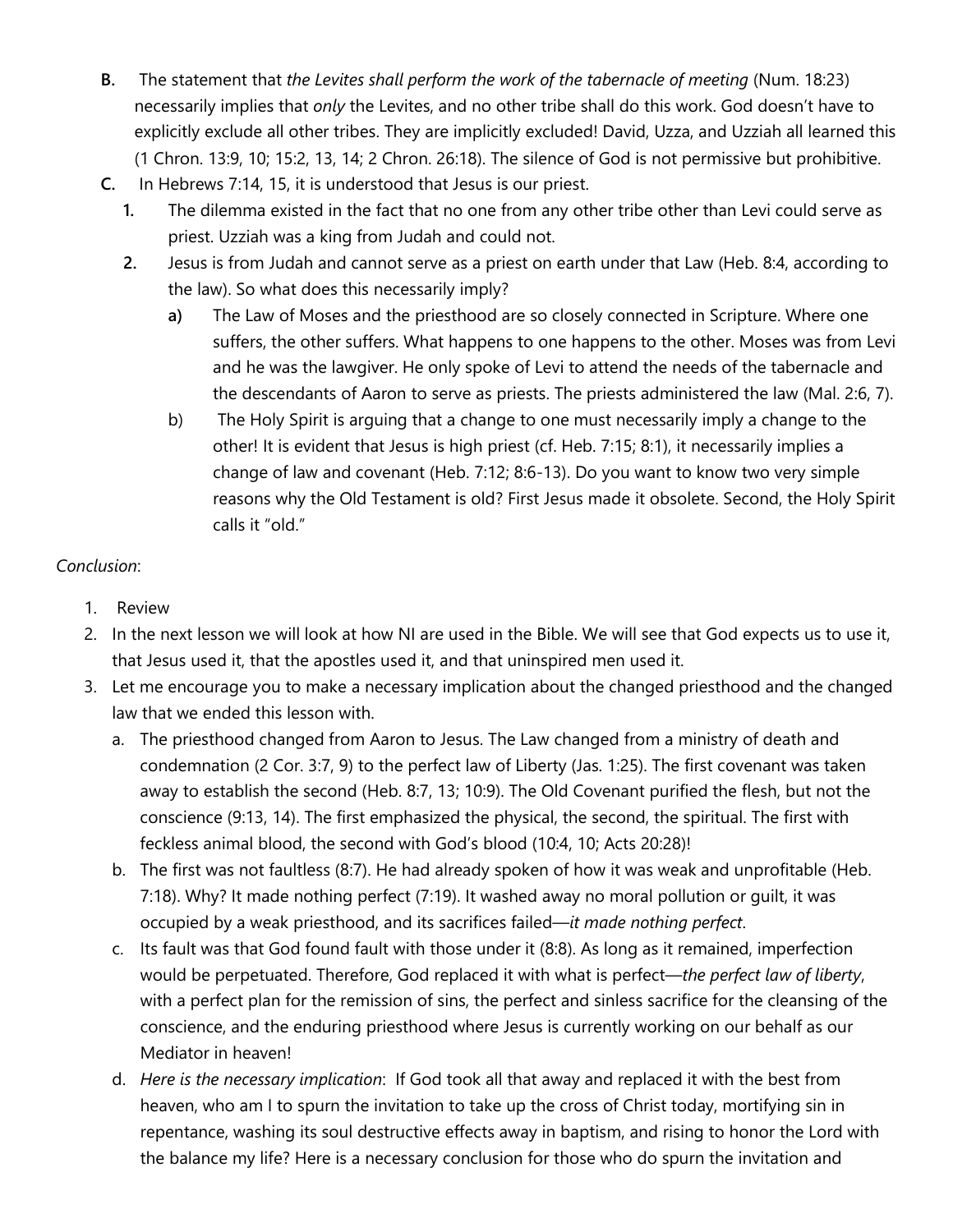B. The statement that *the Levites shall perform the work of the tabernacle of meeting* (Num. 18:23) necessarily implies that *only* the Levites, and no other tribe shall do this work. God doesn't have to explicitly exclude all other tribes. They are implicitly excluded! David, Uzza, and Uzziah all learned this (1 Chron. 13:9, 10; 15:2, 13, 14; 2 Chron. 26:18). The silence of God is not permissive but prohibitive.

C. In Hebrews 7:14, 15, it is understood that Jesus is our priest.

   1. The dilemma existed in the fact that no one from any other tribe other than Levi could serve as priest. Uzziah was a king from Judah and could not.
   2. Jesus is from Judah and cannot serve as a priest on earth under that Law (Heb. 8:4, according to the law). So what does this necessarily imply?
      a) The Law of Moses and the priesthood are so closely connected in Scripture. Where one suffers, the other suffers. What happens to one happens to the other. Moses was from Levi and he was the lawgiver. He only spoke of Levi to attend the needs of the tabernacle and the descendants of Aaron to serve as priests. The priests administered the law (Mal. 2:6, 7).
      b) The Holy Spirit is arguing that a change to one must necessarily imply a change to the other! It is evident that Jesus is high priest (cf. Heb. 7:15; 8:1), it necessarily implies a change of law and covenant (Heb. 7:12; 8:6-13). Do you want to know two very simple reasons why the Old Testament is old? First Jesus made it obsolete. Second, the Holy Spirit calls it "old."

*Conclusion*:

1. Review
2. In the next lesson we will look at how NI are used in the Bible. We will see that God expects us to use it, that Jesus used it, that the apostles used it, and that uninspired men used it.
3. Let me encourage you to make a necessary implication about the changed priesthood and the changed law that we ended this lesson with.
   a. The priesthood changed from Aaron to Jesus. The Law changed from a ministry of death and condemnation (2 Cor. 3:7, 9) to the perfect law of Liberty (Jas. 1:25). The first covenant was taken away to establish the second (Heb. 8:7, 13; 10:9). The Old Covenant purified the flesh, but not the conscience (9:13, 14). The first emphasized the physical, the second, the spiritual. The first with feckless animal blood, the second with God's blood (10:4, 10; Acts 20:28)!
   b. The first was not faultless (8:7). He had already spoken of how it was weak and unprofitable (Heb. 7:18). Why? It made nothing perfect (7:19). It washed away no moral pollution or guilt, it was occupied by a weak priesthood, and its sacrifices failed—*it made nothing perfect*.
   c. Its fault was that God found fault with those under it (8:8). As long as it remained, imperfection would be perpetuated. Therefore, God replaced it with what is perfect—*the perfect law of liberty*, with a perfect plan for the remission of sins, the perfect and sinless sacrifice for the cleansing of the conscience, and the enduring priesthood where Jesus is currently working on our behalf as our Mediator in heaven!
   d. *Here is the necessary implication*: If God took all that away and replaced it with the best from heaven, who am I to spurn the invitation to take up the cross of Christ today, mortifying sin in repentance, washing its soul destructive effects away in baptism, and rising to honor the Lord with the balance my life? Here is a necessary conclusion for those who do spurn the invitation and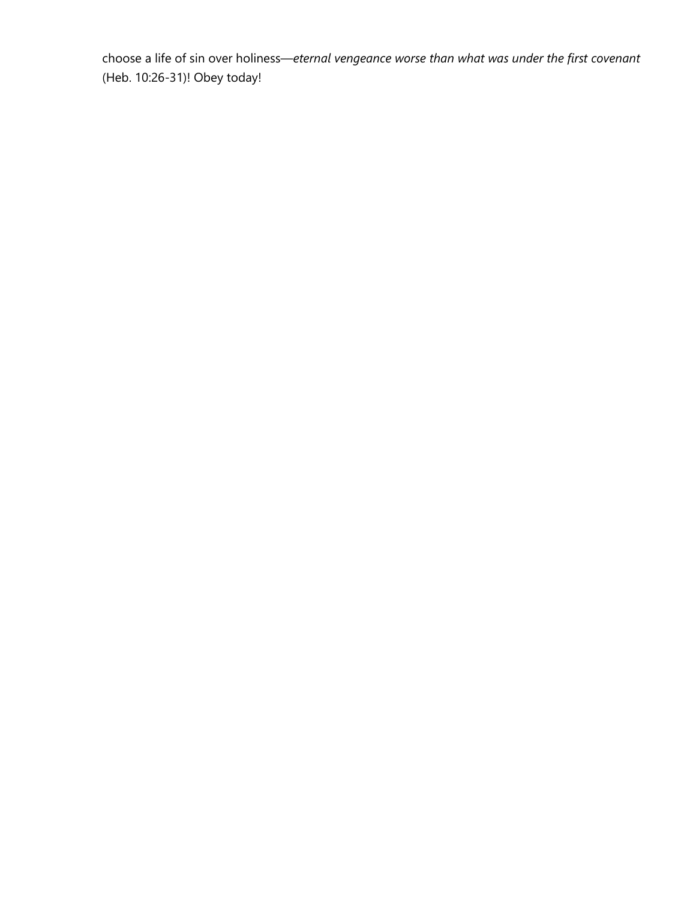choose a life of sin over holiness—*eternal vengeance worse than what was under the first covenant* (Heb. 10:26-31)! Obey today!